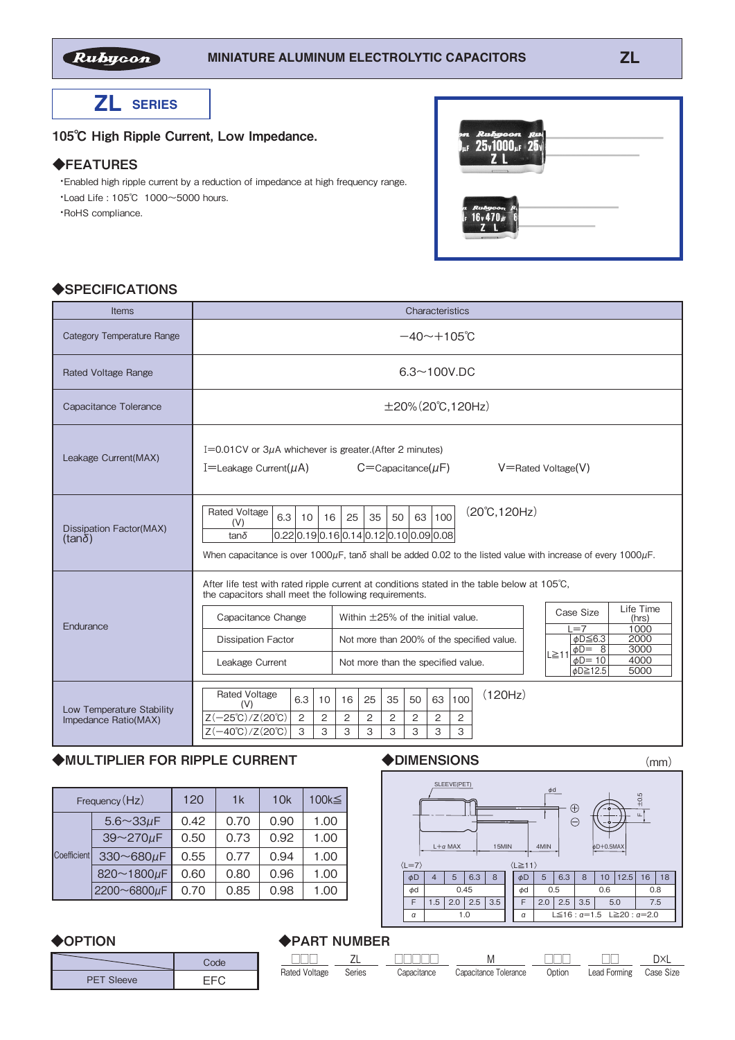Rubycon — MINIATURE ALUMINUM ELECTROLYTIC CAPACITORS — ZL

# ZL SERIES

## 105℃ High Ripple Current, Low Impedance.

### ◆FEATURES

- Enabled high ripple current by a reduction of impedance at high frequency range.
- Load Life : 105℃ 1000〜5000 hours.
- RoHS compliance.

### ◆SPECIFICATIONS

| Items | Characteristics |
|---|---|
| Category Temperature Range | −40〜+105℃ |
| Rated Voltage Range | 6.3〜100V.DC |
| Capacitance Tolerance | ±20%(20℃,120Hz) |
| Leakage Current(MAX) | I=0.01CV or 3μA whichever is greater.(After 2 minutes)<br>I=Leakage Current(μA)  C=Capacitance(μF)  V=Rated Voltage(V) |
| Dissipation Factor(MAX) (tanδ) | (20℃,120Hz) — see table below.<br>When capacitance is over 1000μF, tanδ shall be added 0.02 to the listed value with increase of every 1000μF. |
| Endurance | After life test with rated ripple current at conditions stated in the table below at 105℃, the capacitors shall meet the following requirements. — see tables below. |
| Low Temperature Stability Impedance Ratio(MAX) | (120Hz) — see table below. |

**Dissipation Factor (20℃,120Hz)**

| Rated Voltage (V) | 6.3 | 10 | 16 | 25 | 35 | 50 | 63 | 100 |
|---|---|---|---|---|---|---|---|---|
| tanδ | 0.22 | 0.19 | 0.16 | 0.14 | 0.12 | 0.10 | 0.09 | 0.08 |

**Endurance**

| | |
|---|---|
| Capacitance Change | Within ±25% of the initial value. |
| Dissipation Factor | Not more than 200% of the specified value. |
| Leakage Current | Not more than the specified value. |

| Case Size | | Life Time (hrs) |
|---|---|---|
| L=7 | | 1000 |
| L≧11 | φD≦6.3 | 2000 |
| | φD= 8 | 3000 |
| | φD= 10 | 4000 |
| | φD≧12.5 | 5000 |

**Low Temperature Stability Impedance Ratio (120Hz)**

| Rated Voltage (V) | 6.3 | 10 | 16 | 25 | 35 | 50 | 63 | 100 |
|---|---|---|---|---|---|---|---|---|
| Z(−25℃)/Z(20℃) | 2 | 2 | 2 | 2 | 2 | 2 | 2 | 2 |
| Z(−40℃)/Z(20℃) | 3 | 3 | 3 | 3 | 3 | 3 | 3 | 3 |

### ◆MULTIPLIER FOR RIPPLE CURRENT

| Frequency(Hz) | | 120 | 1k | 10k | 100k≦ |
|---|---|---|---|---|---|
| Coefficient | 5.6〜33μF | 0.42 | 0.70 | 0.90 | 1.00 |
| | 39〜270μF | 0.50 | 0.73 | 0.92 | 1.00 |
| | 330〜680μF | 0.55 | 0.77 | 0.94 | 1.00 |
| | 820〜1800μF | 0.60 | 0.80 | 0.96 | 1.00 |
| | 2200〜6800μF | 0.70 | 0.85 | 0.98 | 1.00 |

### ◆DIMENSIONS

(mm)

SLEEVE(PET), φd, L+α MAX, 15MIN, 4MIN, φD+0.5MAX, F ±0.5

(L=7)

| φD | 4 | 5 | 6.3 | 8 |
|---|---|---|---|---|
| φd | 0.45 | | | |
| F | 1.5 | 2.0 | 2.5 | 3.5 |
| α | 1.0 | | | |

(L≧11)

| φD | 5 | 6.3 | 8 | 10 | 12.5 | 16 | 18 |
|---|---|---|---|---|---|---|---|
| φd | 0.5 | | 0.6 | | | 0.8 | |
| F | 2.0 | 2.5 | 3.5 | 5.0 | | 7.5 | |
| α | L≦16 : α=1.5  L≧20 : α=2.0 | | | | | | |

### ◆OPTION

| | Code |
|---|---|
| PET Sleeve | EFC |

### ◆PART NUMBER

| □□□ | ZL | □□□□□ | M | □□□ | □□ | D×L |
|---|---|---|---|---|---|---|
| Rated Voltage | Series | Capacitance | Capacitance Tolerance | Option | Lead Forming | Case Size |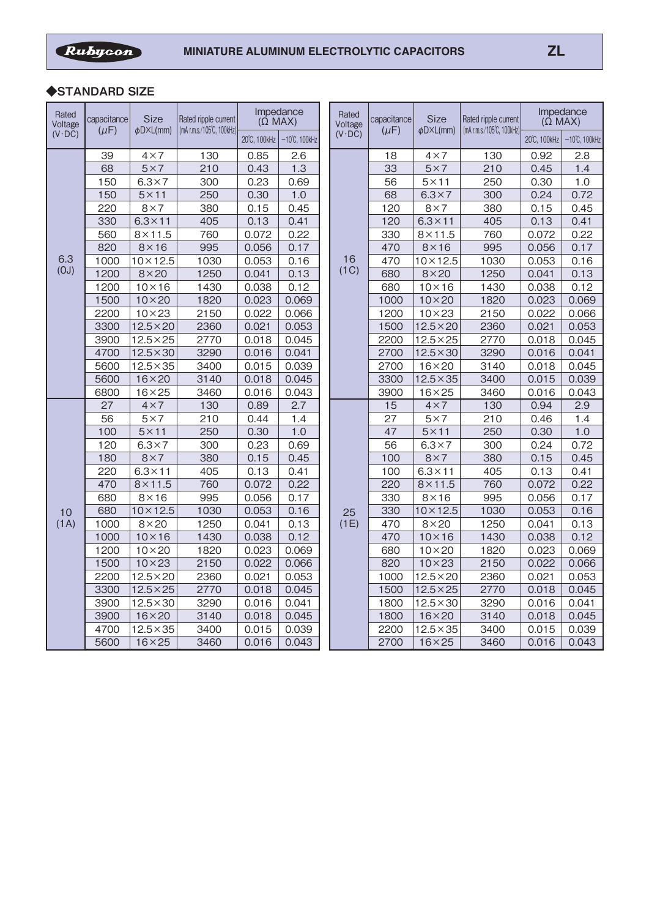## ◆STANDARD SIZE

| Rated Voltage (V·DC) | capacitance (μF) | Size φD×L(mm) | Rated ripple current (mA r.m.s./105℃, 100kHz) | Impedance (Ω MAX) | |
|---|---|---|---|---|---|
| | | | | 20℃, 100kHz | −10℃, 100kHz |
| 6.3 (0J) | 39 | 4×7 | 130 | 0.85 | 2.6 |
| | 68 | 5×7 | 210 | 0.43 | 1.3 |
| | 150 | 6.3×7 | 300 | 0.23 | 0.69 |
| | 150 | 5×11 | 250 | 0.30 | 1.0 |
| | 220 | 8×7 | 380 | 0.15 | 0.45 |
| | 330 | 6.3×11 | 405 | 0.13 | 0.41 |
| | 560 | 8×11.5 | 760 | 0.072 | 0.22 |
| | 820 | 8×16 | 995 | 0.056 | 0.17 |
| | 1000 | 10×12.5 | 1030 | 0.053 | 0.16 |
| | 1200 | 8×20 | 1250 | 0.041 | 0.13 |
| | 1200 | 10×16 | 1430 | 0.038 | 0.12 |
| | 1500 | 10×20 | 1820 | 0.023 | 0.069 |
| | 2200 | 10×23 | 2150 | 0.022 | 0.066 |
| | 3300 | 12.5×20 | 2360 | 0.021 | 0.053 |
| | 3900 | 12.5×25 | 2770 | 0.018 | 0.045 |
| | 4700 | 12.5×30 | 3290 | 0.016 | 0.041 |
| | 5600 | 12.5×35 | 3400 | 0.015 | 0.039 |
| | 5600 | 16×20 | 3140 | 0.018 | 0.045 |
| | 6800 | 16×25 | 3460 | 0.016 | 0.043 |
| 10 (1A) | 27 | 4×7 | 130 | 0.89 | 2.7 |
| | 56 | 5×7 | 210 | 0.44 | 1.4 |
| | 100 | 5×11 | 250 | 0.30 | 1.0 |
| | 120 | 6.3×7 | 300 | 0.23 | 0.69 |
| | 180 | 8×7 | 380 | 0.15 | 0.45 |
| | 220 | 6.3×11 | 405 | 0.13 | 0.41 |
| | 470 | 8×11.5 | 760 | 0.072 | 0.22 |
| | 680 | 8×16 | 995 | 0.056 | 0.17 |
| | 680 | 10×12.5 | 1030 | 0.053 | 0.16 |
| | 1000 | 8×20 | 1250 | 0.041 | 0.13 |
| | 1000 | 10×16 | 1430 | 0.038 | 0.12 |
| | 1200 | 10×20 | 1820 | 0.023 | 0.069 |
| | 1500 | 10×23 | 2150 | 0.022 | 0.066 |
| | 2200 | 12.5×20 | 2360 | 0.021 | 0.053 |
| | 3300 | 12.5×25 | 2770 | 0.018 | 0.045 |
| | 3900 | 12.5×30 | 3290 | 0.016 | 0.041 |
| | 3900 | 16×20 | 3140 | 0.018 | 0.045 |
| | 4700 | 12.5×35 | 3400 | 0.015 | 0.039 |
| | 5600 | 16×25 | 3460 | 0.016 | 0.043 |

| Rated Voltage (V·DC) | capacitance (μF) | Size φD×L(mm) | Rated ripple current (mA r.m.s./105℃, 100kHz) | Impedance (Ω MAX) | |
|---|---|---|---|---|---|
| | | | | 20℃, 100kHz | −10℃, 100kHz |
| 16 (1C) | 18 | 4×7 | 130 | 0.92 | 2.8 |
| | 33 | 5×7 | 210 | 0.45 | 1.4 |
| | 56 | 5×11 | 250 | 0.30 | 1.0 |
| | 68 | 6.3×7 | 300 | 0.24 | 0.72 |
| | 120 | 8×7 | 380 | 0.15 | 0.45 |
| | 120 | 6.3×11 | 405 | 0.13 | 0.41 |
| | 330 | 8×11.5 | 760 | 0.072 | 0.22 |
| | 470 | 8×16 | 995 | 0.056 | 0.17 |
| | 470 | 10×12.5 | 1030 | 0.053 | 0.16 |
| | 680 | 8×20 | 1250 | 0.041 | 0.13 |
| | 680 | 10×16 | 1430 | 0.038 | 0.12 |
| | 1000 | 10×20 | 1820 | 0.023 | 0.069 |
| | 1200 | 10×23 | 2150 | 0.022 | 0.066 |
| | 1500 | 12.5×20 | 2360 | 0.021 | 0.053 |
| | 2200 | 12.5×25 | 2770 | 0.018 | 0.045 |
| | 2700 | 12.5×30 | 3290 | 0.016 | 0.041 |
| | 2700 | 16×20 | 3140 | 0.018 | 0.045 |
| | 3300 | 12.5×35 | 3400 | 0.015 | 0.039 |
| | 3900 | 16×25 | 3460 | 0.016 | 0.043 |
| 25 (1E) | 15 | 4×7 | 130 | 0.94 | 2.9 |
| | 27 | 5×7 | 210 | 0.46 | 1.4 |
| | 47 | 5×11 | 250 | 0.30 | 1.0 |
| | 56 | 6.3×7 | 300 | 0.24 | 0.72 |
| | 100 | 8×7 | 380 | 0.15 | 0.45 |
| | 100 | 6.3×11 | 405 | 0.13 | 0.41 |
| | 220 | 8×11.5 | 760 | 0.072 | 0.22 |
| | 330 | 8×16 | 995 | 0.056 | 0.17 |
| | 330 | 10×12.5 | 1030 | 0.053 | 0.16 |
| | 470 | 8×20 | 1250 | 0.041 | 0.13 |
| | 470 | 10×16 | 1430 | 0.038 | 0.12 |
| | 680 | 10×20 | 1820 | 0.023 | 0.069 |
| | 820 | 10×23 | 2150 | 0.022 | 0.066 |
| | 1000 | 12.5×20 | 2360 | 0.021 | 0.053 |
| | 1500 | 12.5×25 | 2770 | 0.018 | 0.045 |
| | 1800 | 12.5×30 | 3290 | 0.016 | 0.041 |
| | 1800 | 16×20 | 3140 | 0.018 | 0.045 |
| | 2200 | 12.5×35 | 3400 | 0.015 | 0.039 |
| | 2700 | 16×25 | 3460 | 0.016 | 0.043 |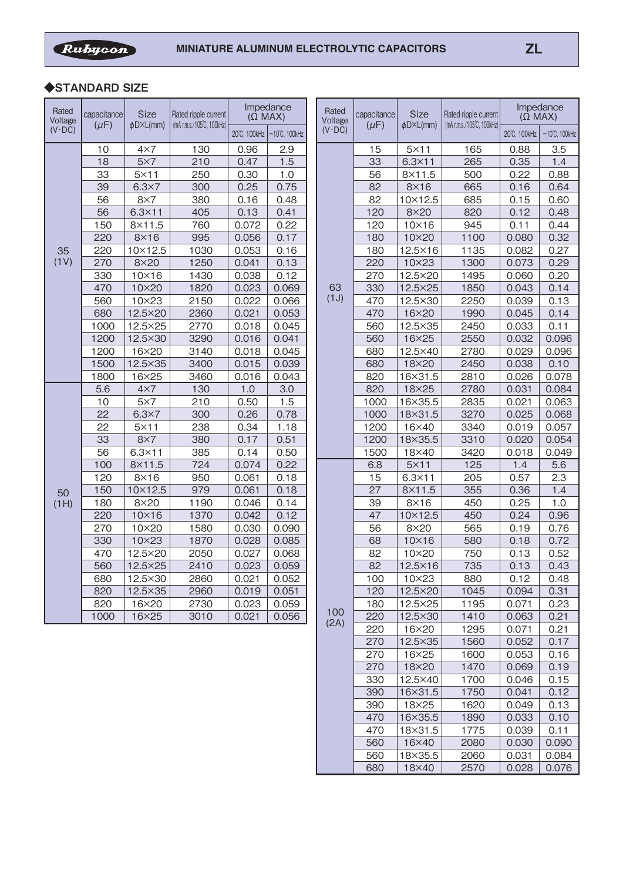### ◆STANDARD SIZE

| Rated Voltage (V·DC) | capacitance (μF) | Size φD×L(mm) | Rated ripple current (mA r.m.s./105℃, 100kHz) | Impedance (Ω MAX) | |
|---|---|---|---|---|---|
| | | | | 20℃, 100kHz | −10℃, 100kHz |
| 35 (1V) | 10 | 4×7 | 130 | 0.96 | 2.9 |
| | 18 | 5×7 | 210 | 0.47 | 1.5 |
| | 33 | 5×11 | 250 | 0.30 | 1.0 |
| | 39 | 6.3×7 | 300 | 0.25 | 0.75 |
| | 56 | 8×7 | 380 | 0.16 | 0.48 |
| | 56 | 6.3×11 | 405 | 0.13 | 0.41 |
| | 150 | 8×11.5 | 760 | 0.072 | 0.22 |
| | 220 | 8×16 | 995 | 0.056 | 0.17 |
| | 220 | 10×12.5 | 1030 | 0.053 | 0.16 |
| | 270 | 8×20 | 1250 | 0.041 | 0.13 |
| | 330 | 10×16 | 1430 | 0.038 | 0.12 |
| | 470 | 10×20 | 1820 | 0.023 | 0.069 |
| | 560 | 10×23 | 2150 | 0.022 | 0.066 |
| | 680 | 12.5×20 | 2360 | 0.021 | 0.053 |
| | 1000 | 12.5×25 | 2770 | 0.018 | 0.045 |
| | 1200 | 12.5×30 | 3290 | 0.016 | 0.041 |
| | 1200 | 16×20 | 3140 | 0.018 | 0.045 |
| | 1500 | 12.5×35 | 3400 | 0.015 | 0.039 |
| | 1800 | 16×25 | 3460 | 0.016 | 0.043 |
| 50 (1H) | 5.6 | 4×7 | 130 | 1.0 | 3.0 |
| | 10 | 5×7 | 210 | 0.50 | 1.5 |
| | 22 | 6.3×7 | 300 | 0.26 | 0.78 |
| | 22 | 5×11 | 238 | 0.34 | 1.18 |
| | 33 | 8×7 | 380 | 0.17 | 0.51 |
| | 56 | 6.3×11 | 385 | 0.14 | 0.50 |
| | 100 | 8×11.5 | 724 | 0.074 | 0.22 |
| | 120 | 8×16 | 950 | 0.061 | 0.18 |
| | 150 | 10×12.5 | 979 | 0.061 | 0.18 |
| | 180 | 8×20 | 1190 | 0.046 | 0.14 |
| | 220 | 10×16 | 1370 | 0.042 | 0.12 |
| | 270 | 10×20 | 1580 | 0.030 | 0.090 |
| | 330 | 10×23 | 1870 | 0.028 | 0.085 |
| | 470 | 12.5×20 | 2050 | 0.027 | 0.068 |
| | 560 | 12.5×25 | 2410 | 0.023 | 0.059 |
| | 680 | 12.5×30 | 2860 | 0.021 | 0.052 |
| | 820 | 12.5×35 | 2960 | 0.019 | 0.051 |
| | 820 | 16×20 | 2730 | 0.023 | 0.059 |
| | 1000 | 16×25 | 3010 | 0.021 | 0.056 |

| Rated Voltage (V·DC) | capacitance (μF) | Size φD×L(mm) | Rated ripple current (mA r.m.s./105℃, 100kHz) | Impedance (Ω MAX) | |
|---|---|---|---|---|---|
| | | | | 20℃, 100kHz | −10℃, 100kHz |
| 63 (1J) | 15 | 5×11 | 165 | 0.88 | 3.5 |
| | 33 | 6.3×11 | 265 | 0.35 | 1.4 |
| | 56 | 8×11.5 | 500 | 0.22 | 0.88 |
| | 82 | 8×16 | 665 | 0.16 | 0.64 |
| | 82 | 10×12.5 | 685 | 0.15 | 0.60 |
| | 120 | 8×20 | 820 | 0.12 | 0.48 |
| | 120 | 10×16 | 945 | 0.11 | 0.44 |
| | 180 | 10×20 | 1100 | 0.080 | 0.32 |
| | 180 | 12.5×16 | 1135 | 0.082 | 0.27 |
| | 220 | 10×23 | 1300 | 0.073 | 0.29 |
| | 270 | 12.5×20 | 1495 | 0.060 | 0.20 |
| | 330 | 12.5×25 | 1850 | 0.043 | 0.14 |
| | 470 | 12.5×30 | 2250 | 0.039 | 0.13 |
| | 470 | 16×20 | 1990 | 0.045 | 0.14 |
| | 560 | 12.5×35 | 2450 | 0.033 | 0.11 |
| | 560 | 16×25 | 2550 | 0.032 | 0.096 |
| | 680 | 12.5×40 | 2780 | 0.029 | 0.096 |
| | 680 | 18×20 | 2450 | 0.038 | 0.10 |
| | 820 | 16×31.5 | 2810 | 0.026 | 0.078 |
| | 820 | 18×25 | 2780 | 0.031 | 0.084 |
| | 1000 | 16×35.5 | 2835 | 0.021 | 0.063 |
| | 1000 | 18×31.5 | 3270 | 0.025 | 0.068 |
| | 1200 | 16×40 | 3340 | 0.019 | 0.057 |
| | 1200 | 18×35.5 | 3310 | 0.020 | 0.054 |
| | 1500 | 18×40 | 3420 | 0.018 | 0.049 |
| 100 (2A) | 6.8 | 5×11 | 125 | 1.4 | 5.6 |
| | 15 | 6.3×11 | 205 | 0.57 | 2.3 |
| | 27 | 8×11.5 | 355 | 0.36 | 1.4 |
| | 39 | 8×16 | 450 | 0.25 | 1.0 |
| | 47 | 10×12.5 | 450 | 0.24 | 0.96 |
| | 56 | 8×20 | 565 | 0.19 | 0.76 |
| | 68 | 10×16 | 580 | 0.18 | 0.72 |
| | 82 | 10×20 | 750 | 0.13 | 0.52 |
| | 82 | 12.5×16 | 735 | 0.13 | 0.43 |
| | 100 | 10×23 | 880 | 0.12 | 0.48 |
| | 120 | 12.5×20 | 1045 | 0.094 | 0.31 |
| | 180 | 12.5×25 | 1195 | 0.071 | 0.23 |
| | 220 | 12.5×30 | 1410 | 0.063 | 0.21 |
| | 220 | 16×20 | 1295 | 0.071 | 0.21 |
| | 270 | 12.5×35 | 1560 | 0.052 | 0.17 |
| | 270 | 16×25 | 1600 | 0.053 | 0.16 |
| | 270 | 18×20 | 1470 | 0.069 | 0.19 |
| | 330 | 12.5×40 | 1700 | 0.046 | 0.15 |
| | 390 | 16×31.5 | 1750 | 0.041 | 0.12 |
| | 390 | 18×25 | 1620 | 0.049 | 0.13 |
| | 470 | 16×35.5 | 1890 | 0.033 | 0.10 |
| | 470 | 18×31.5 | 1775 | 0.039 | 0.11 |
| | 560 | 16×40 | 2080 | 0.030 | 0.090 |
| | 560 | 18×35.5 | 2060 | 0.031 | 0.084 |
| | 680 | 18×40 | 2570 | 0.028 | 0.076 |